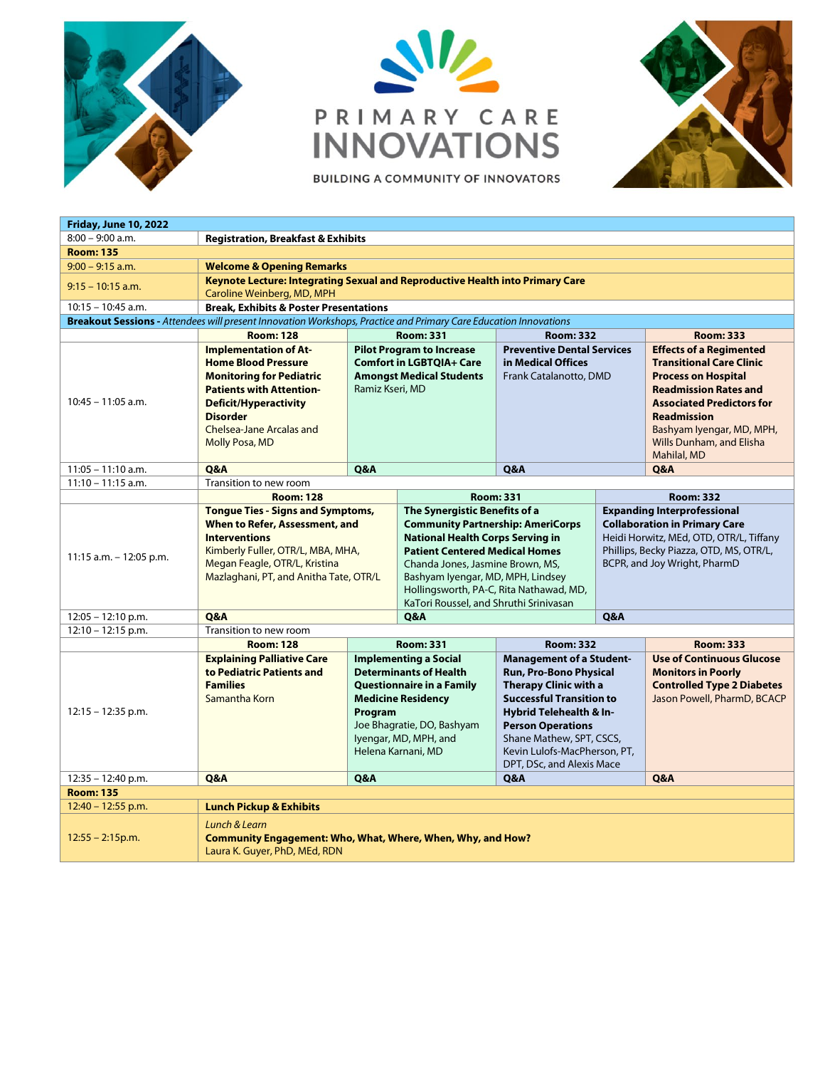# PRIMARY CARE INNOVATIONS

BUILDING A COMMUNITY OF INNOVATORS

| **Friday, June 10, 2022** | | | | |
|---|---|---|---|---|
| 8:00 – 9:00 a.m. | **Registration, Breakfast & Exhibits** | | | |
| **Room: 135** | | | | |
| 9:00 – 9:15 a.m. | **Welcome & Opening Remarks** | | | |
| 9:15 – 10:15 a.m. | **Keynote Lecture: Integrating Sexual and Reproductive Health into Primary Care** Caroline Weinberg, MD, MPH | | | |
| 10:15 – 10:45 a.m. | **Break, Exhibits & Poster Presentations** | | | |
| **Breakout Sessions** - *Attendees will present Innovation Workshops, Practice and Primary Care Education Innovations* | | | | |
| | **Room: 128** | **Room: 331** | **Room: 332** | **Room: 333** |
| 10:45 – 11:05 a.m. | **Implementation of At-Home Blood Pressure Monitoring for Pediatric Patients with Attention-Deficit/Hyperactivity Disorder** Chelsea-Jane Arcalas and Molly Posa, MD | **Pilot Program to Increase Comfort in LGBTQIA+ Care Amongst Medical Students** Ramiz Kseri, MD | **Preventive Dental Services in Medical Offices** Frank Catalanotto, DMD | **Effects of a Regimented Transitional Care Clinic Process on Hospital Readmission Rates and Associated Predictors for Readmission** Bashyam Iyengar, MD, MPH, Wills Dunham, and Elisha Mahilal, MD |
| 11:05 – 11:10 a.m. | **Q&A** | **Q&A** | **Q&A** | **Q&A** |
| 11:10 – 11:15 a.m. | Transition to new room | | | |
| | **Room: 128** | **Room: 331** | **Room: 332** | |
| 11:15 a.m. – 12:05 p.m. | **Tongue Ties - Signs and Symptoms, When to Refer, Assessment, and Interventions** Kimberly Fuller, OTR/L, MBA, MHA, Megan Feagle, OTR/L, Kristina Mazlaghani, PT, and Anitha Tate, OTR/L | **The Synergistic Benefits of a Community Partnership: AmeriCorps National Health Corps Serving in Patient Centered Medical Homes** Chanda Jones, Jasmine Brown, MS, Bashyam Iyengar, MD, MPH, Lindsey Hollingsworth, PA-C, Rita Nathawad, MD, KaTori Roussel, and Shruthi Srinivasan | **Expanding Interprofessional Collaboration in Primary Care** Heidi Horwitz, MEd, OTD, OTR/L, Tiffany Phillips, Becky Piazza, OTD, MS, OTR/L, BCPR, and Joy Wright, PharmD | |
| 12:05 – 12:10 p.m. | **Q&A** | **Q&A** | **Q&A** | |
| 12:10 – 12:15 p.m. | Transition to new room | | | |
| | **Room: 128** | **Room: 331** | **Room: 332** | **Room: 333** |
| 12:15 – 12:35 p.m. | **Explaining Palliative Care to Pediatric Patients and Families** Samantha Korn | **Implementing a Social Determinants of Health Questionnaire in a Family Medicine Residency Program** Joe Bhagratie, DO, Bashyam Iyengar, MD, MPH, and Helena Karnani, MD | **Management of a Student-Run, Pro-Bono Physical Therapy Clinic with a Successful Transition to Hybrid Telehealth & In-Person Operations** Shane Mathew, SPT, CSCS, Kevin Lulofs-MacPherson, PT, DPT, DSc, and Alexis Mace | **Use of Continuous Glucose Monitors in Poorly Controlled Type 2 Diabetes** Jason Powell, PharmD, BCACP |
| 12:35 – 12:40 p.m. | **Q&A** | **Q&A** | **Q&A** | **Q&A** |
| **Room: 135** | | | | |
| 12:40 – 12:55 p.m. | **Lunch Pickup & Exhibits** | | | |
| 12:55 – 2:15p.m. | *Lunch & Learn* **Community Engagement: Who, What, Where, When, Why, and How?** Laura K. Guyer, PhD, MEd, RDN | | | |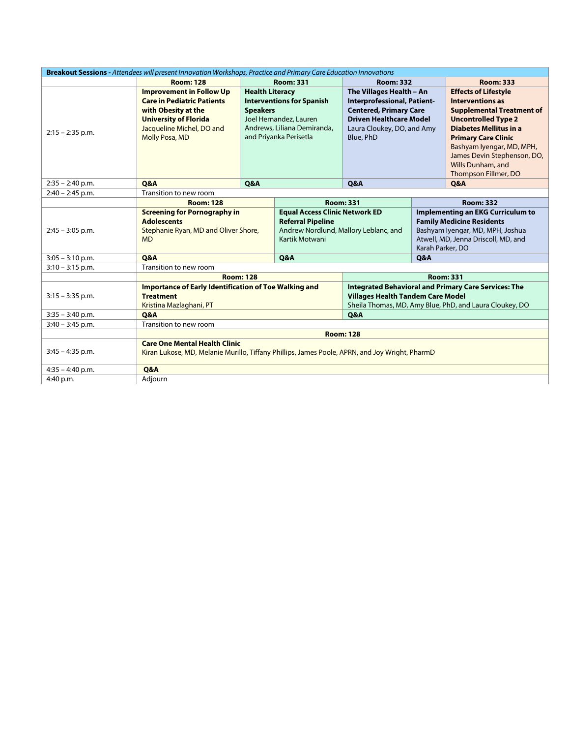| **Breakdown Sessions** - *Attendees will present Innovation Workshops, Practice and Primary Care Education Innovations* | | | | |
|---|---|---|---|---|
| | **Room: 128** | **Room: 331** | **Room: 332** | **Room: 333** |
| 2:15 – 2:35 p.m. | **Improvement in Follow Up Care in Pediatric Patients with Obesity at the University of Florida** Jacqueline Michel, DO and Molly Posa, MD | **Health Literacy Interventions for Spanish Speakers** Joel Hernandez, Lauren Andrews, Liliana Demiranda, and Priyanka Perisetla | **The Villages Health – An Interprofessional, Patient-Centered, Primary Care Driven Healthcare Model** Laura Cloukey, DO, and Amy Blue, PhD | **Effects of Lifestyle Interventions as Supplemental Treatment of Uncontrolled Type 2 Diabetes Mellitus in a Primary Care Clinic** Bashyam Iyengar, MD, MPH, James Devin Stephenson, DO, Wills Dunham, and Thompson Fillmer, DO |
| 2:35 – 2:40 p.m. | **Q&A** | **Q&A** | **Q&A** | **Q&A** |
| 2:40 – 2:45 p.m. | Transition to new room | | | |
| | **Room: 128** | **Room: 331** | **Room: 332** | |
| 2:45 – 3:05 p.m. | **Screening for Pornography in Adolescents** Stephanie Ryan, MD and Oliver Shore, MD | **Equal Access Clinic Network ED Referral Pipeline** Andrew Nordlund, Mallory Leblanc, and Kartik Motwani | **Implementing an EKG Curriculum to Family Medicine Residents** Bashyam Iyengar, MD, MPH, Joshua Atwell, MD, Jenna Driscoll, MD, and Karah Parker, DO | |
| 3:05 – 3:10 p.m. | **Q&A** | **Q&A** | **Q&A** | |
| 3:10 – 3:15 p.m. | Transition to new room | | | |
| | **Room: 128** | **Room: 331** | | |
| 3:15 – 3:35 p.m. | **Importance of Early Identification of Toe Walking and Treatment** Kristina Mazlaghani, PT | **Integrated Behavioral and Primary Care Services: The Villages Health Tandem Care Model** Sheila Thomas, MD, Amy Blue, PhD, and Laura Cloukey, DO | | |
| 3:35 – 3:40 p.m. | **Q&A** | **Q&A** | | |
| 3:40 – 3:45 p.m. | Transition to new room | | | |
| | **Room: 128** | | | |
| 3:45 – 4:35 p.m. | **Care One Mental Health Clinic** Kiran Lukose, MD, Melanie Murillo, Tiffany Phillips, James Poole, APRN, and Joy Wright, PharmD | | | |
| 4:35 – 4:40 p.m. | **Q&A** | | | |
| 4:40 p.m. | Adjourn | | | |